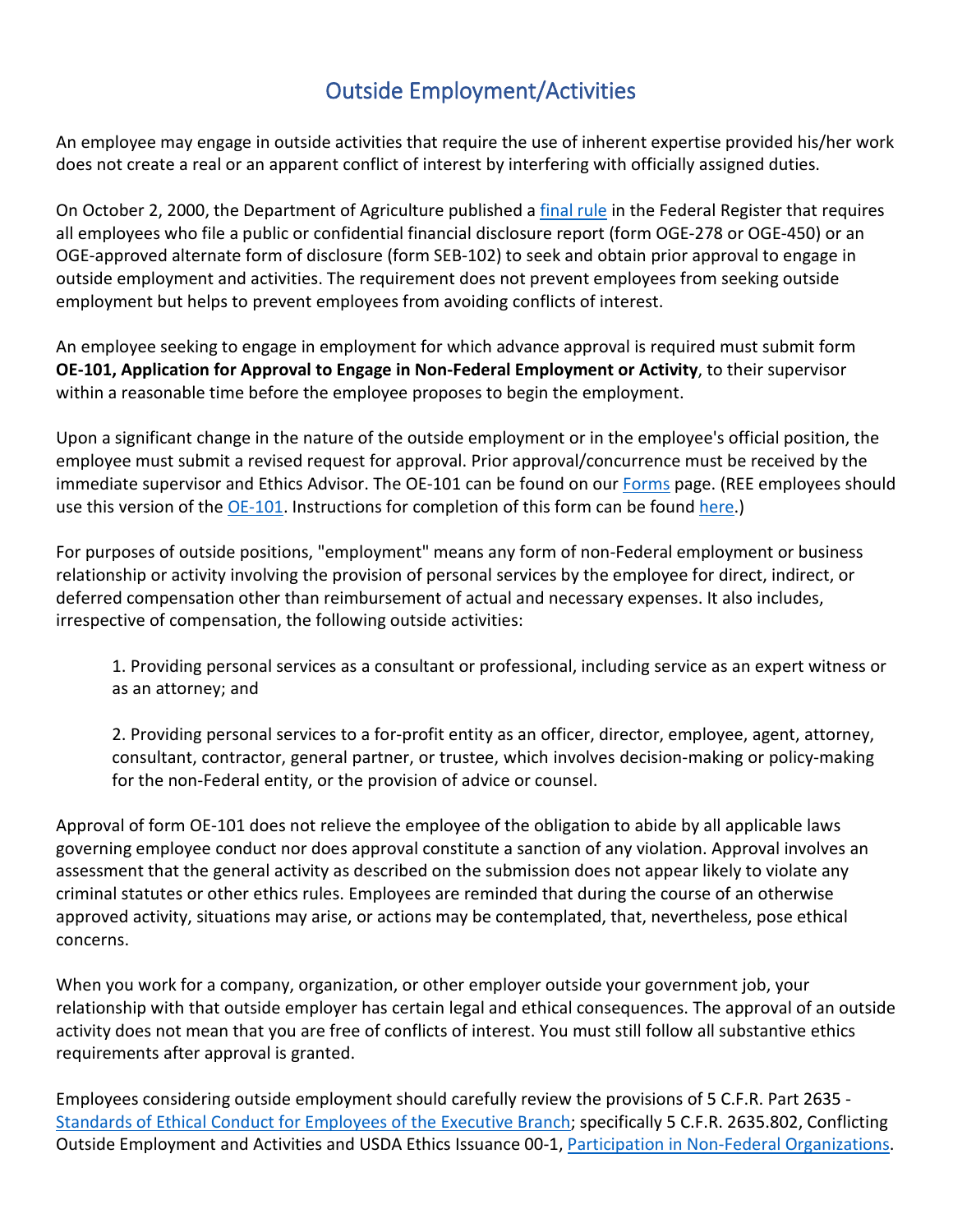# Outside Employment/Activities

An employee may engage in outside activities that require the use of inherent expertise provided his/her work does not create a real or an apparent conflict of interest by interfering with officially assigned duties.

On October 2, 2000, the Department of Agriculture published a final rule in the Federal Register that requires all employees who file a public or confidential financial disclosure report (form OGE-278 or OGE-450) or an OGE-approved alternate form of disclosure (form SEB-102) to seek and obtain prior approval to engage in outside employment and activities. The requirement does not prevent employees from seeking outside employment but helps to prevent employees from avoiding conflicts of interest.

An employee seeking to engage in employment for which advance approval is required must submit form **OE-101, Application for Approval to Engage in Non-Federal Employment or Activity**, to their supervisor within a reasonable time before the employee proposes to begin the employment.

Upon a significant change in the nature of the outside employment or in the employee's official position, the employee must submit a revised request for approval. Prior approval/concurrence must be received by the immediate supervisor and Ethics Advisor. The OE-101 can be found on our Forms page. (REE employees should use this version of the OE-101. Instructions for completion of this form can be found here.)

For purposes of outside positions, "employment" means any form of non-Federal employment or business relationship or activity involving the provision of personal services by the employee for direct, indirect, or deferred compensation other than reimbursement of actual and necessary expenses. It also includes, irrespective of compensation, the following outside activities:

1. Providing personal services as a consultant or professional, including service as an expert witness or as an attorney; and

2. Providing personal services to a for-profit entity as an officer, director, employee, agent, attorney, consultant, contractor, general partner, or trustee, which involves decision-making or policy-making for the non-Federal entity, or the provision of advice or counsel.

Approval of form OE-101 does not relieve the employee of the obligation to abide by all applicable laws governing employee conduct nor does approval constitute a sanction of any violation. Approval involves an assessment that the general activity as described on the submission does not appear likely to violate any criminal statutes or other ethics rules. Employees are reminded that during the course of an otherwise approved activity, situations may arise, or actions may be contemplated, that, nevertheless, pose ethical concerns.

When you work for a company, organization, or other employer outside your government job, your relationship with that outside employer has certain legal and ethical consequences. The approval of an outside activity does not mean that you are free of conflicts of interest. You must still follow all substantive ethics requirements after approval is granted.

Employees considering outside employment should carefully review the provisions of 5 C.F.R. Part 2635 - Standards of Ethical Conduct for Employees of the Executive Branch; specifically 5 C.F.R. 2635.802, Conflicting Outside Employment and Activities and USDA Ethics Issuance 00-1, Participation in Non-Federal Organizations.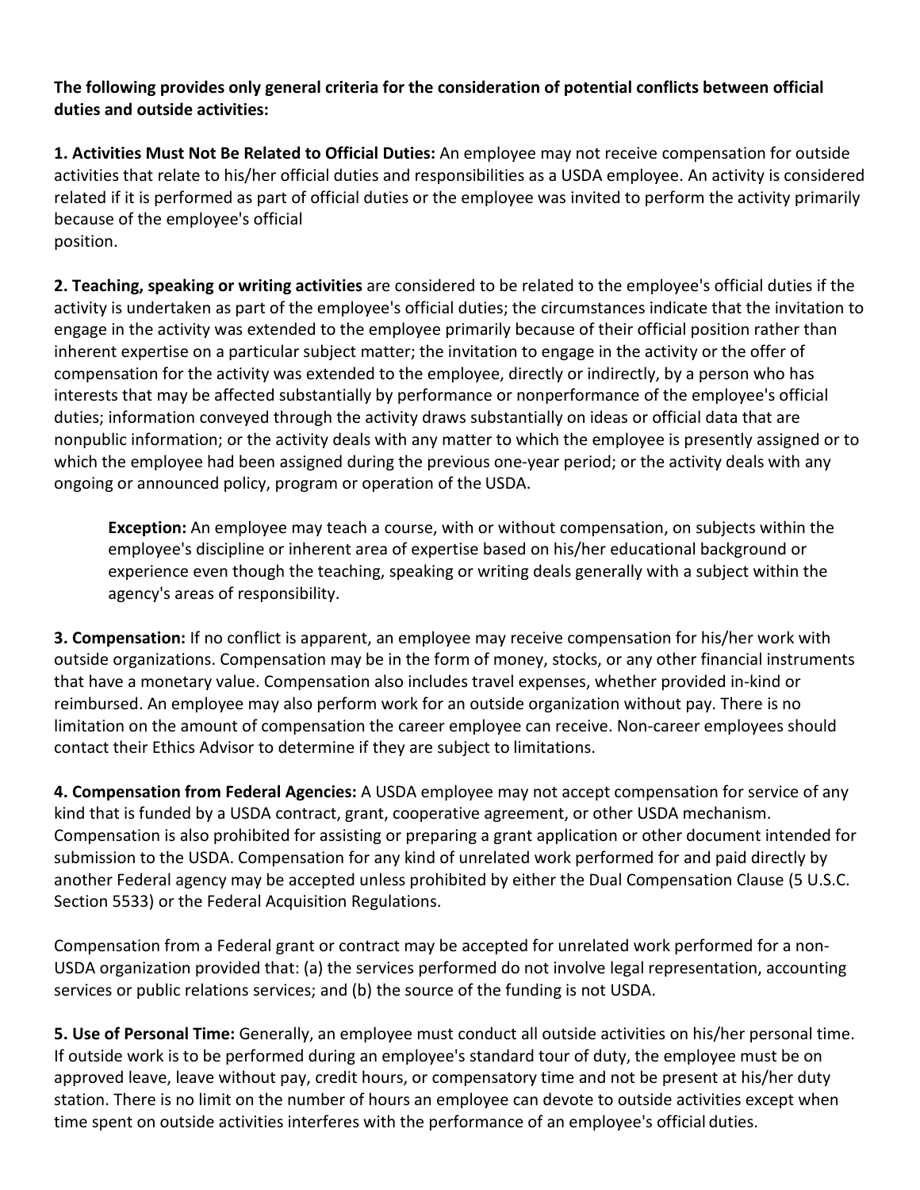**The following provides only general criteria for the consideration of potential conflicts between official duties and outside activities:**

**1. Activities Must Not Be Related to Official Duties:** An employee may not receive compensation for outside activities that relate to his/her official duties and responsibilities as a USDA employee. An activity is considered related if it is performed as part of official duties or the employee was invited to perform the activity primarily because of the employee's official position.

**2. Teaching, speaking or writing activities** are considered to be related to the employee's official duties if the activity is undertaken as part of the employee's official duties; the circumstances indicate that the invitation to engage in the activity was extended to the employee primarily because of their official position rather than inherent expertise on a particular subject matter; the invitation to engage in the activity or the offer of compensation for the activity was extended to the employee, directly or indirectly, by a person who has interests that may be affected substantially by performance or nonperformance of the employee's official duties; information conveyed through the activity draws substantially on ideas or official data that are nonpublic information; or the activity deals with any matter to which the employee is presently assigned or to which the employee had been assigned during the previous one-year period; or the activity deals with any ongoing or announced policy, program or operation of the USDA.

> **Exception:** An employee may teach a course, with or without compensation, on subjects within the employee's discipline or inherent area of expertise based on his/her educational background or experience even though the teaching, speaking or writing deals generally with a subject within the agency's areas of responsibility.

**3. Compensation:** If no conflict is apparent, an employee may receive compensation for his/her work with outside organizations. Compensation may be in the form of money, stocks, or any other financial instruments that have a monetary value. Compensation also includes travel expenses, whether provided in-kind or reimbursed. An employee may also perform work for an outside organization without pay. There is no limitation on the amount of compensation the career employee can receive. Non-career employees should contact their Ethics Advisor to determine if they are subject to limitations.

**4. Compensation from Federal Agencies:** A USDA employee may not accept compensation for service of any kind that is funded by a USDA contract, grant, cooperative agreement, or other USDA mechanism. Compensation is also prohibited for assisting or preparing a grant application or other document intended for submission to the USDA. Compensation for any kind of unrelated work performed for and paid directly by another Federal agency may be accepted unless prohibited by either the Dual Compensation Clause (5 U.S.C. Section 5533) or the Federal Acquisition Regulations.

Compensation from a Federal grant or contract may be accepted for unrelated work performed for a non-USDA organization provided that: (a) the services performed do not involve legal representation, accounting services or public relations services; and (b) the source of the funding is not USDA.

**5. Use of Personal Time:** Generally, an employee must conduct all outside activities on his/her personal time. If outside work is to be performed during an employee's standard tour of duty, the employee must be on approved leave, leave without pay, credit hours, or compensatory time and not be present at his/her duty station. There is no limit on the number of hours an employee can devote to outside activities except when time spent on outside activities interferes with the performance of an employee's official duties.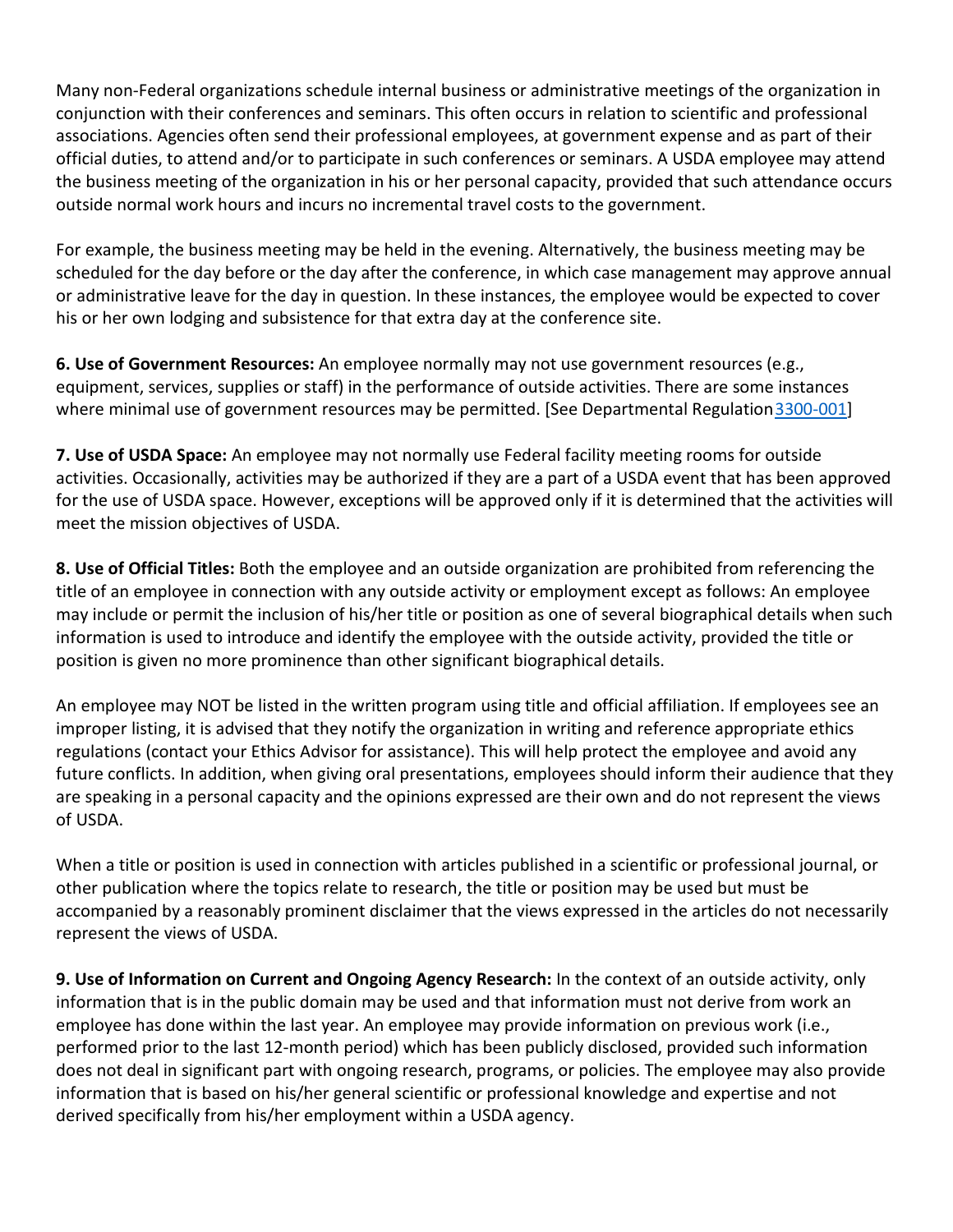Many non-Federal organizations schedule internal business or administrative meetings of the organization in conjunction with their conferences and seminars. This often occurs in relation to scientific and professional associations. Agencies often send their professional employees, at government expense and as part of their official duties, to attend and/or to participate in such conferences or seminars. A USDA employee may attend the business meeting of the organization in his or her personal capacity, provided that such attendance occurs outside normal work hours and incurs no incremental travel costs to the government.

For example, the business meeting may be held in the evening. Alternatively, the business meeting may be scheduled for the day before or the day after the conference, in which case management may approve annual or administrative leave for the day in question. In these instances, the employee would be expected to cover his or her own lodging and subsistence for that extra day at the conference site.

**6. Use of Government Resources:** An employee normally may not use government resources (e.g., equipment, services, supplies or staff) in the performance of outside activities. There are some instances where minimal use of government resources may be permitted. [See Departmental Regulation 3300-001]

**7. Use of USDA Space:** An employee may not normally use Federal facility meeting rooms for outside activities. Occasionally, activities may be authorized if they are a part of a USDA event that has been approved for the use of USDA space. However, exceptions will be approved only if it is determined that the activities will meet the mission objectives of USDA.

**8. Use of Official Titles:** Both the employee and an outside organization are prohibited from referencing the title of an employee in connection with any outside activity or employment except as follows: An employee may include or permit the inclusion of his/her title or position as one of several biographical details when such information is used to introduce and identify the employee with the outside activity, provided the title or position is given no more prominence than other significant biographical details.

An employee may NOT be listed in the written program using title and official affiliation. If employees see an improper listing, it is advised that they notify the organization in writing and reference appropriate ethics regulations (contact your Ethics Advisor for assistance). This will help protect the employee and avoid any future conflicts. In addition, when giving oral presentations, employees should inform their audience that they are speaking in a personal capacity and the opinions expressed are their own and do not represent the views of USDA.

When a title or position is used in connection with articles published in a scientific or professional journal, or other publication where the topics relate to research, the title or position may be used but must be accompanied by a reasonably prominent disclaimer that the views expressed in the articles do not necessarily represent the views of USDA.

**9. Use of Information on Current and Ongoing Agency Research:** In the context of an outside activity, only information that is in the public domain may be used and that information must not derive from work an employee has done within the last year. An employee may provide information on previous work (i.e., performed prior to the last 12-month period) which has been publicly disclosed, provided such information does not deal in significant part with ongoing research, programs, or policies. The employee may also provide information that is based on his/her general scientific or professional knowledge and expertise and not derived specifically from his/her employment within a USDA agency.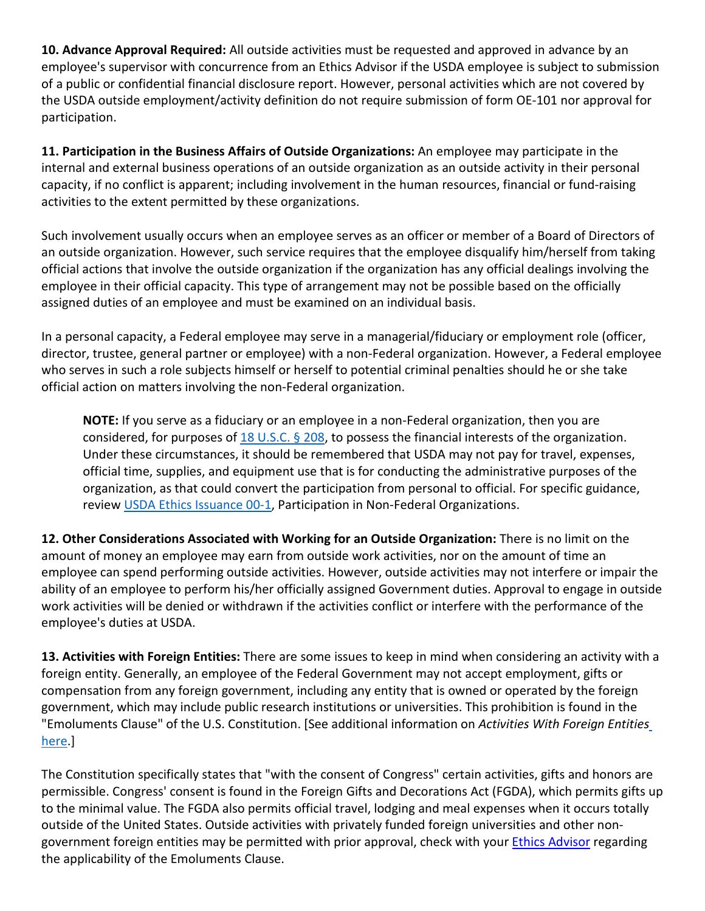**10. Advance Approval Required:** All outside activities must be requested and approved in advance by an employee's supervisor with concurrence from an Ethics Advisor if the USDA employee is subject to submission of a public or confidential financial disclosure report. However, personal activities which are not covered by the USDA outside employment/activity definition do not require submission of form OE-101 nor approval for participation.

**11. Participation in the Business Affairs of Outside Organizations:** An employee may participate in the internal and external business operations of an outside organization as an outside activity in their personal capacity, if no conflict is apparent; including involvement in the human resources, financial or fund-raising activities to the extent permitted by these organizations.

Such involvement usually occurs when an employee serves as an officer or member of a Board of Directors of an outside organization. However, such service requires that the employee disqualify him/herself from taking official actions that involve the outside organization if the organization has any official dealings involving the employee in their official capacity. This type of arrangement may not be possible based on the officially assigned duties of an employee and must be examined on an individual basis.

In a personal capacity, a Federal employee may serve in a managerial/fiduciary or employment role (officer, director, trustee, general partner or employee) with a non-Federal organization. However, a Federal employee who serves in such a role subjects himself or herself to potential criminal penalties should he or she take official action on matters involving the non-Federal organization.

> **NOTE:** If you serve as a fiduciary or an employee in a non-Federal organization, then you are considered, for purposes of 18 U.S.C. § 208, to possess the financial interests of the organization. Under these circumstances, it should be remembered that USDA may not pay for travel, expenses, official time, supplies, and equipment use that is for conducting the administrative purposes of the organization, as that could convert the participation from personal to official. For specific guidance, review USDA Ethics Issuance 00-1, Participation in Non-Federal Organizations.

**12. Other Considerations Associated with Working for an Outside Organization:** There is no limit on the amount of money an employee may earn from outside work activities, nor on the amount of time an employee can spend performing outside activities. However, outside activities may not interfere or impair the ability of an employee to perform his/her officially assigned Government duties. Approval to engage in outside work activities will be denied or withdrawn if the activities conflict or interfere with the performance of the employee's duties at USDA.

**13. Activities with Foreign Entities:** There are some issues to keep in mind when considering an activity with a foreign entity. Generally, an employee of the Federal Government may not accept employment, gifts or compensation from any foreign government, including any entity that is owned or operated by the foreign government, which may include public research institutions or universities. This prohibition is found in the "Emoluments Clause" of the U.S. Constitution. [See additional information on *Activities With Foreign Entities* here.]

The Constitution specifically states that "with the consent of Congress" certain activities, gifts and honors are permissible. Congress' consent is found in the Foreign Gifts and Decorations Act (FGDA), which permits gifts up to the minimal value. The FGDA also permits official travel, lodging and meal expenses when it occurs totally outside of the United States. Outside activities with privately funded foreign universities and other non-government foreign entities may be permitted with prior approval, check with your Ethics Advisor regarding the applicability of the Emoluments Clause.